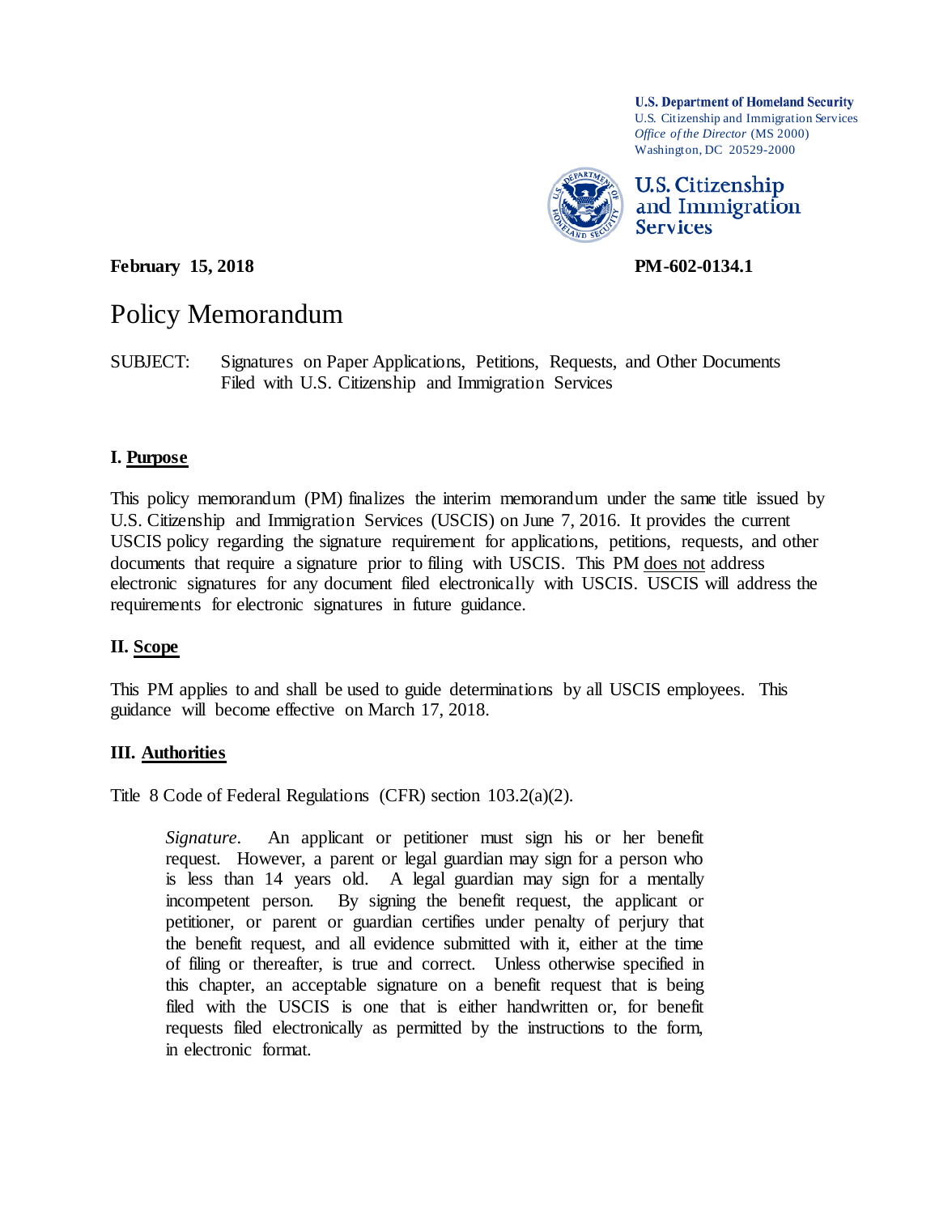**U.S. Department of Homeland Security**
U.S. Citizenship and Immigration Services
*Office of the Director* (MS 2000)
Washington, DC 20529-2000

**U.S. Citizenship and Immigration Services**

**February 15, 2018** **PM-602-0134.1**

# Policy Memorandum

SUBJECT: Signatures on Paper Applications, Petitions, Requests, and Other Documents Filed with U.S. Citizenship and Immigration Services

## I. Purpose

This policy memorandum (PM) finalizes the interim memorandum under the same title issued by U.S. Citizenship and Immigration Services (USCIS) on June 7, 2016. It provides the current USCIS policy regarding the signature requirement for applications, petitions, requests, and other documents that require a signature prior to filing with USCIS. This PM does not address electronic signatures for any document filed electronically with USCIS. USCIS will address the requirements for electronic signatures in future guidance.

## II. Scope

This PM applies to and shall be used to guide determinations by all USCIS employees. This guidance will become effective on March 17, 2018.

## III. Authorities

Title 8 Code of Federal Regulations (CFR) section 103.2(a)(2).

> *Signature*. An applicant or petitioner must sign his or her benefit request. However, a parent or legal guardian may sign for a person who is less than 14 years old. A legal guardian may sign for a mentally incompetent person. By signing the benefit request, the applicant or petitioner, or parent or guardian certifies under penalty of perjury that the benefit request, and all evidence submitted with it, either at the time of filing or thereafter, is true and correct. Unless otherwise specified in this chapter, an acceptable signature on a benefit request that is being filed with the USCIS is one that is either handwritten or, for benefit requests filed electronically as permitted by the instructions to the form, in electronic format.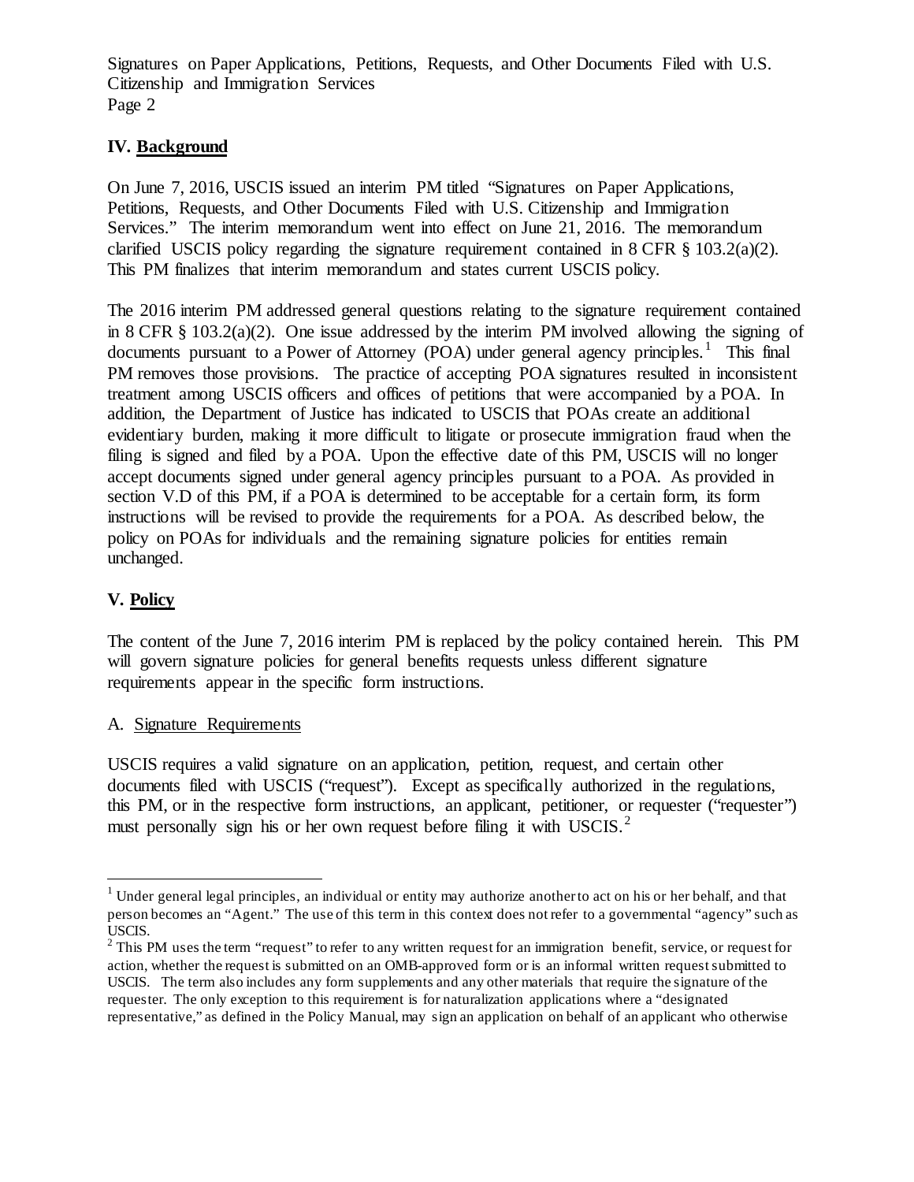## IV. **Background**

On June 7, 2016, USCIS issued an interim PM titled "Signatures on Paper Applications, Petitions, Requests, and Other Documents Filed with U.S. Citizenship and Immigration Services." The interim memorandum went into effect on June 21, 2016. The memorandum clarified USCIS policy regarding the signature requirement contained in 8 CFR § 103.2(a)(2). This PM finalizes that interim memorandum and states current USCIS policy.

The 2016 interim PM addressed general questions relating to the signature requirement contained in 8 CFR § 103.2(a)(2). One issue addressed by the interim PM involved allowing the signing of documents pursuant to a Power of Attorney (POA) under general agency principles.[1] This final PM removes those provisions. The practice of accepting POA signatures resulted in inconsistent treatment among USCIS officers and offices of petitions that were accompanied by a POA. In addition, the Department of Justice has indicated to USCIS that POAs create an additional evidentiary burden, making it more difficult to litigate or prosecute immigration fraud when the filing is signed and filed by a POA. Upon the effective date of this PM, USCIS will no longer accept documents signed under general agency principles pursuant to a POA. As provided in section V.D of this PM, if a POA is determined to be acceptable for a certain form, its form instructions will be revised to provide the requirements for a POA. As described below, the policy on POAs for individuals and the remaining signature policies for entities remain unchanged.

## V. **Policy**

The content of the June 7, 2016 interim PM is replaced by the policy contained herein. This PM will govern signature policies for general benefits requests unless different signature requirements appear in the specific form instructions.

### A. Signature Requirements

USCIS requires a valid signature on an application, petition, request, and certain other documents filed with USCIS ("request"). Except as specifically authorized in the regulations, this PM, or in the respective form instructions, an applicant, petitioner, or requester ("requester") must personally sign his or her own request before filing it with USCIS.[2]

---

[1] Under general legal principles, an individual or entity may authorize another to act on his or her behalf, and that person becomes an "Agent." The use of this term in this context does not refer to a governmental "agency" such as USCIS.

[2] This PM uses the term "request" to refer to any written request for an immigration benefit, service, or request for action, whether the request is submitted on an OMB-approved form or is an informal written request submitted to USCIS. The term also includes any form supplements and any other materials that require the signature of the requester. The only exception to this requirement is for naturalization applications where a "designated representative," as defined in the Policy Manual, may sign an application on behalf of an applicant who otherwise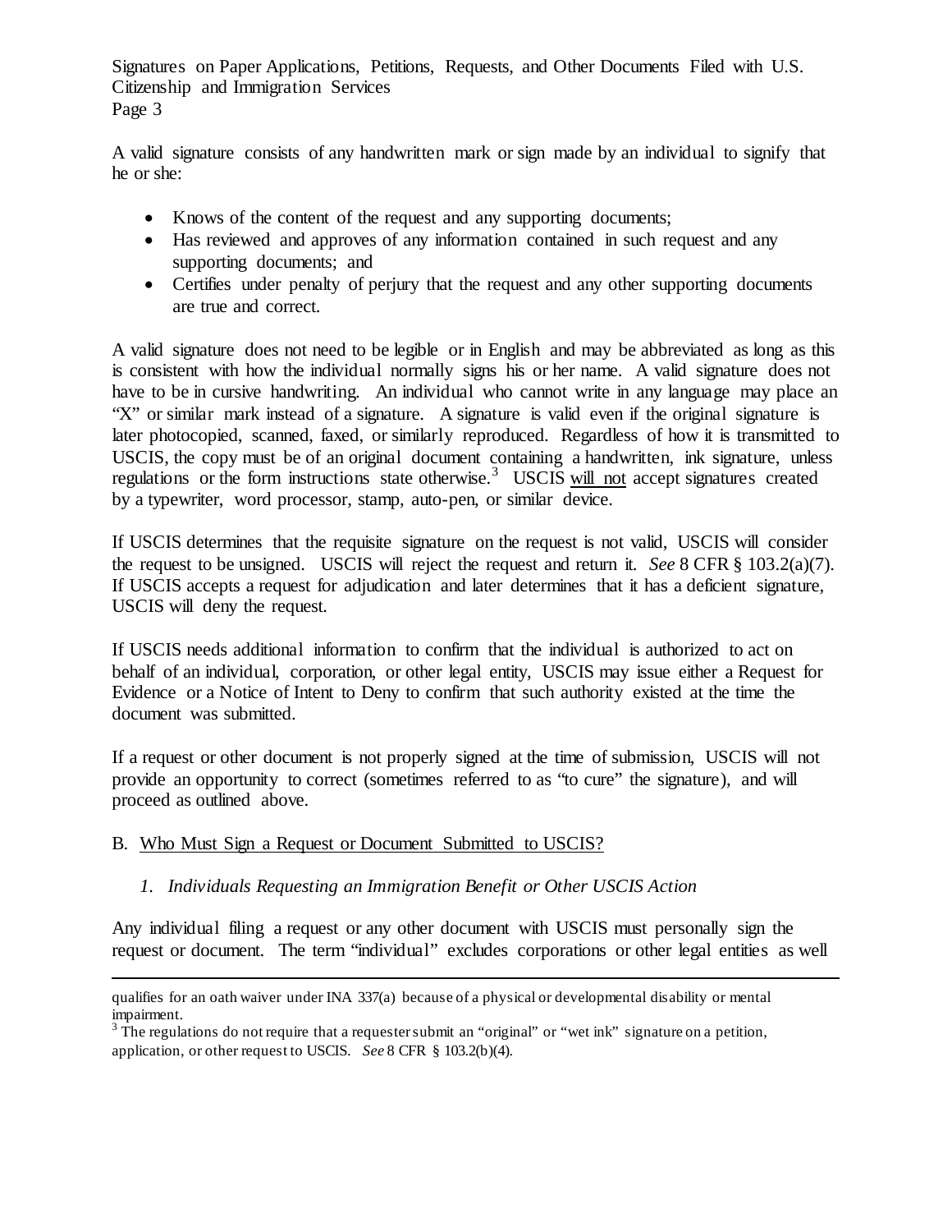A valid signature consists of any handwritten mark or sign made by an individual to signify that he or she:

- Knows of the content of the request and any supporting documents;
- Has reviewed and approves of any information contained in such request and any supporting documents; and
- Certifies under penalty of perjury that the request and any other supporting documents are true and correct.

A valid signature does not need to be legible or in English and may be abbreviated as long as this is consistent with how the individual normally signs his or her name. A valid signature does not have to be in cursive handwriting. An individual who cannot write in any language may place an "X" or similar mark instead of a signature. A signature is valid even if the original signature is later photocopied, scanned, faxed, or similarly reproduced. Regardless of how it is transmitted to USCIS, the copy must be of an original document containing a handwritten, ink signature, unless regulations or the form instructions state otherwise.[3] USCIS <u>will not</u> accept signatures created by a typewriter, word processor, stamp, auto-pen, or similar device.

If USCIS determines that the requisite signature on the request is not valid, USCIS will consider the request to be unsigned. USCIS will reject the request and return it. *See* 8 CFR § 103.2(a)(7). If USCIS accepts a request for adjudication and later determines that it has a deficient signature, USCIS will deny the request.

If USCIS needs additional information to confirm that the individual is authorized to act on behalf of an individual, corporation, or other legal entity, USCIS may issue either a Request for Evidence or a Notice of Intent to Deny to confirm that such authority existed at the time the document was submitted.

If a request or other document is not properly signed at the time of submission, USCIS will not provide an opportunity to correct (sometimes referred to as "to cure" the signature), and will proceed as outlined above.

## B. <u>Who Must Sign a Request or Document Submitted to USCIS?</u>

### *1. Individuals Requesting an Immigration Benefit or Other USCIS Action*

Any individual filing a request or any other document with USCIS must personally sign the request or document. The term "individual" excludes corporations or other legal entities as well

---

qualifies for an oath waiver under INA 337(a) because of a physical or developmental disability or mental impairment.

[3] The regulations do not require that a requester submit an "original" or "wet ink" signature on a petition, application, or other request to USCIS. *See* 8 CFR § 103.2(b)(4).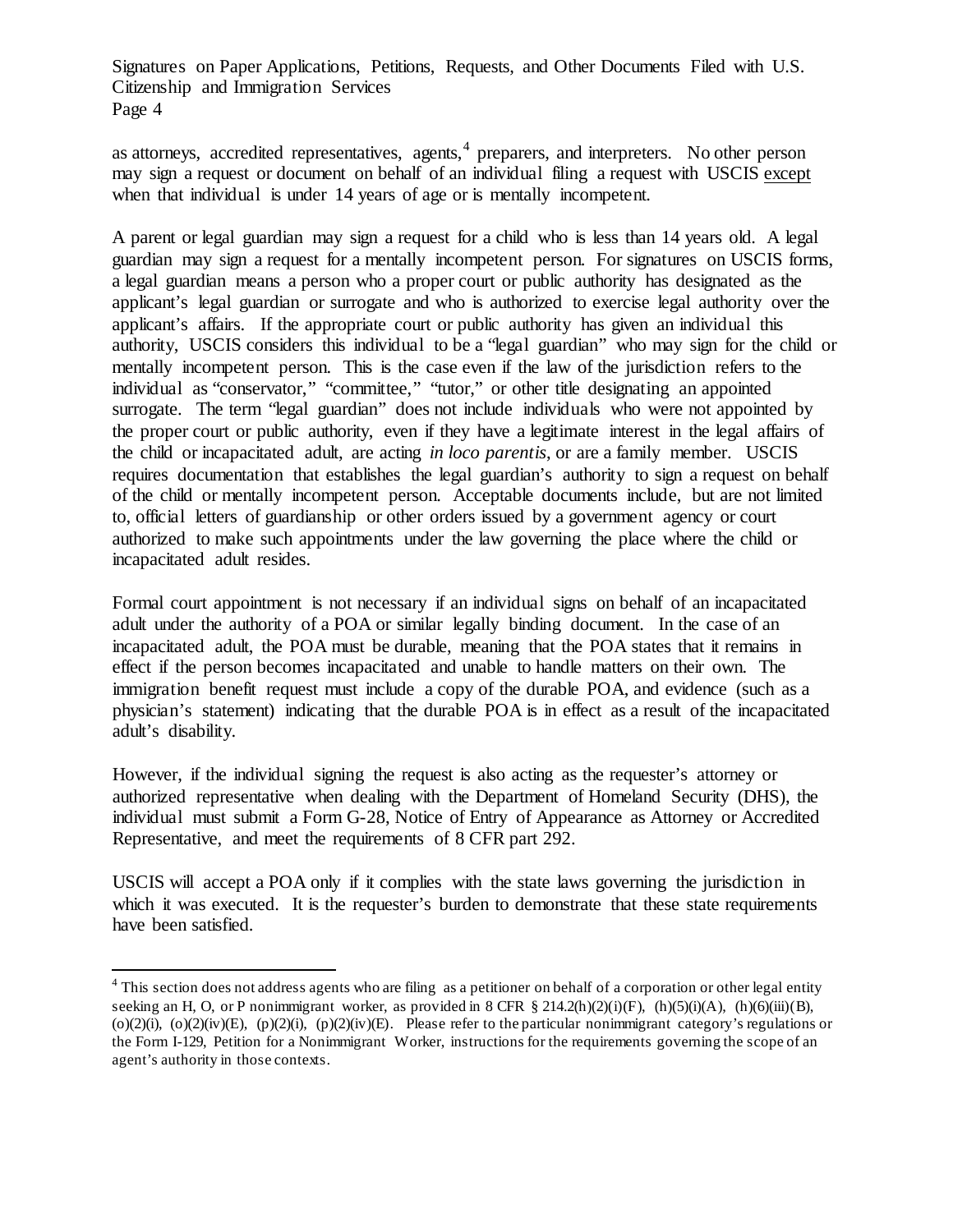as attorneys, accredited representatives, agents,[4] preparers, and interpreters. No other person may sign a request or document on behalf of an individual filing a request with USCIS except when that individual is under 14 years of age or is mentally incompetent.

A parent or legal guardian may sign a request for a child who is less than 14 years old. A legal guardian may sign a request for a mentally incompetent person. For signatures on USCIS forms, a legal guardian means a person who a proper court or public authority has designated as the applicant's legal guardian or surrogate and who is authorized to exercise legal authority over the applicant's affairs. If the appropriate court or public authority has given an individual this authority, USCIS considers this individual to be a "legal guardian" who may sign for the child or mentally incompetent person. This is the case even if the law of the jurisdiction refers to the individual as "conservator," "committee," "tutor," or other title designating an appointed surrogate. The term "legal guardian" does not include individuals who were not appointed by the proper court or public authority, even if they have a legitimate interest in the legal affairs of the child or incapacitated adult, are acting *in loco parentis*, or are a family member. USCIS requires documentation that establishes the legal guardian's authority to sign a request on behalf of the child or mentally incompetent person. Acceptable documents include, but are not limited to, official letters of guardianship or other orders issued by a government agency or court authorized to make such appointments under the law governing the place where the child or incapacitated adult resides.

Formal court appointment is not necessary if an individual signs on behalf of an incapacitated adult under the authority of a POA or similar legally binding document. In the case of an incapacitated adult, the POA must be durable, meaning that the POA states that it remains in effect if the person becomes incapacitated and unable to handle matters on their own. The immigration benefit request must include a copy of the durable POA, and evidence (such as a physician's statement) indicating that the durable POA is in effect as a result of the incapacitated adult's disability.

However, if the individual signing the request is also acting as the requester's attorney or authorized representative when dealing with the Department of Homeland Security (DHS), the individual must submit a Form G-28, Notice of Entry of Appearance as Attorney or Accredited Representative, and meet the requirements of 8 CFR part 292.

USCIS will accept a POA only if it complies with the state laws governing the jurisdiction in which it was executed. It is the requester's burden to demonstrate that these state requirements have been satisfied.

---

[4] This section does not address agents who are filing as a petitioner on behalf of a corporation or other legal entity seeking an H, O, or P nonimmigrant worker, as provided in 8 CFR § 214.2(h)(2)(i)(F), (h)(5)(i)(A), (h)(6)(iii)(B), (o)(2)(i), (o)(2)(iv)(E), (p)(2)(i), (p)(2)(iv)(E). Please refer to the particular nonimmigrant category's regulations or the Form I-129, Petition for a Nonimmigrant Worker, instructions for the requirements governing the scope of an agent's authority in those contexts.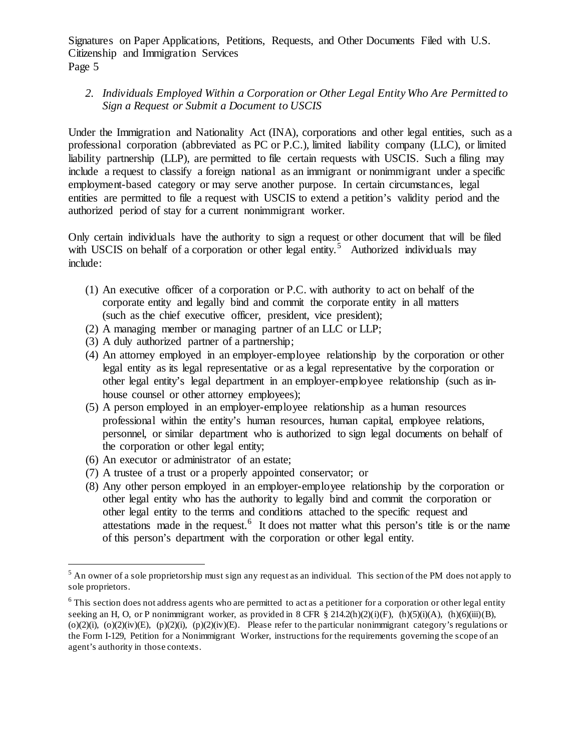*2. Individuals Employed Within a Corporation or Other Legal Entity Who Are Permitted to Sign a Request or Submit a Document to USCIS*

Under the Immigration and Nationality Act (INA), corporations and other legal entities, such as a professional corporation (abbreviated as PC or P.C.), limited liability company (LLC), or limited liability partnership (LLP), are permitted to file certain requests with USCIS. Such a filing may include a request to classify a foreign national as an immigrant or nonimmigrant under a specific employment-based category or may serve another purpose. In certain circumstances, legal entities are permitted to file a request with USCIS to extend a petition's validity period and the authorized period of stay for a current nonimmigrant worker.

Only certain individuals have the authority to sign a request or other document that will be filed with USCIS on behalf of a corporation or other legal entity.[5] Authorized individuals may include:

(1) An executive officer of a corporation or P.C. with authority to act on behalf of the corporate entity and legally bind and commit the corporate entity in all matters (such as the chief executive officer, president, vice president);
(2) A managing member or managing partner of an LLC or LLP;
(3) A duly authorized partner of a partnership;
(4) An attorney employed in an employer-employee relationship by the corporation or other legal entity as its legal representative or as a legal representative by the corporation or other legal entity's legal department in an employer-employee relationship (such as in-house counsel or other attorney employees);
(5) A person employed in an employer-employee relationship as a human resources professional within the entity's human resources, human capital, employee relations, personnel, or similar department who is authorized to sign legal documents on behalf of the corporation or other legal entity;
(6) An executor or administrator of an estate;
(7) A trustee of a trust or a properly appointed conservator; or
(8) Any other person employed in an employer-employee relationship by the corporation or other legal entity who has the authority to legally bind and commit the corporation or other legal entity to the terms and conditions attached to the specific request and attestations made in the request.[6] It does not matter what this person's title is or the name of this person's department with the corporation or other legal entity.

---

[5] An owner of a sole proprietorship must sign any request as an individual. This section of the PM does not apply to sole proprietors.

[6] This section does not address agents who are permitted to act as a petitioner for a corporation or other legal entity seeking an H, O, or P nonimmigrant worker, as provided in 8 CFR § 214.2(h)(2)(i)(F), (h)(5)(i)(A), (h)(6)(iii)(B), (o)(2)(i), (o)(2)(iv)(E), (p)(2)(i), (p)(2)(iv)(E). Please refer to the particular nonimmigrant category's regulations or the Form I-129, Petition for a Nonimmigrant Worker, instructions for the requirements governing the scope of an agent's authority in those contexts.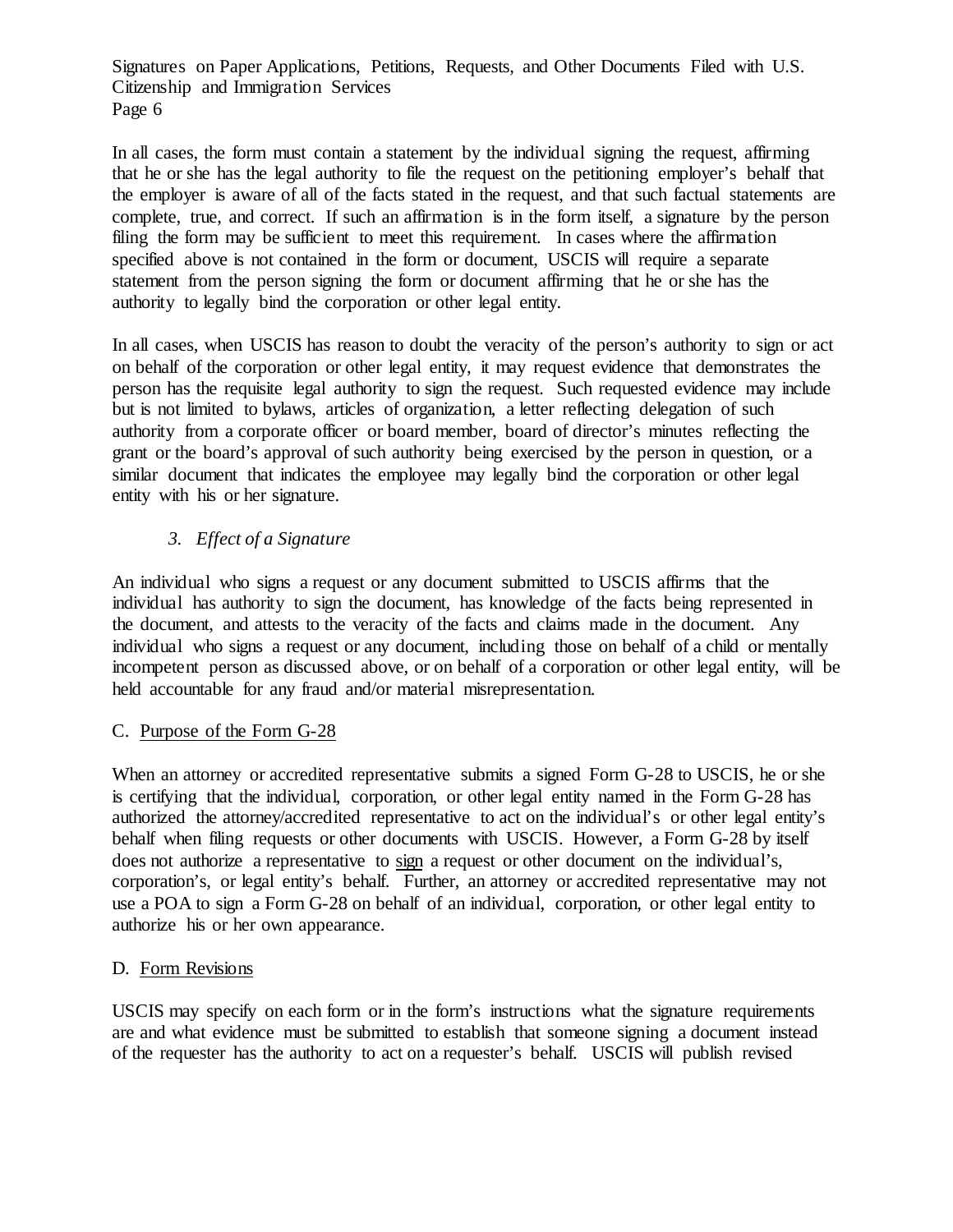In all cases, the form must contain a statement by the individual signing the request, affirming that he or she has the legal authority to file the request on the petitioning employer's behalf that the employer is aware of all of the facts stated in the request, and that such factual statements are complete, true, and correct. If such an affirmation is in the form itself, a signature by the person filing the form may be sufficient to meet this requirement. In cases where the affirmation specified above is not contained in the form or document, USCIS will require a separate statement from the person signing the form or document affirming that he or she has the authority to legally bind the corporation or other legal entity.

In all cases, when USCIS has reason to doubt the veracity of the person's authority to sign or act on behalf of the corporation or other legal entity, it may request evidence that demonstrates the person has the requisite legal authority to sign the request. Such requested evidence may include but is not limited to bylaws, articles of organization, a letter reflecting delegation of such authority from a corporate officer or board member, board of director's minutes reflecting the grant or the board's approval of such authority being exercised by the person in question, or a similar document that indicates the employee may legally bind the corporation or other legal entity with his or her signature.

### *3. Effect of a Signature*

An individual who signs a request or any document submitted to USCIS affirms that the individual has authority to sign the document, has knowledge of the facts being represented in the document, and attests to the veracity of the facts and claims made in the document. Any individual who signs a request or any document, including those on behalf of a child or mentally incompetent person as discussed above, or on behalf of a corporation or other legal entity, will be held accountable for any fraud and/or material misrepresentation.

## C. Purpose of the Form G-28

When an attorney or accredited representative submits a signed Form G-28 to USCIS, he or she is certifying that the individual, corporation, or other legal entity named in the Form G-28 has authorized the attorney/accredited representative to act on the individual's or other legal entity's behalf when filing requests or other documents with USCIS. However, a Form G-28 by itself does not authorize a representative to sign a request or other document on the individual's, corporation's, or legal entity's behalf. Further, an attorney or accredited representative may not use a POA to sign a Form G-28 on behalf of an individual, corporation, or other legal entity to authorize his or her own appearance.

## D. Form Revisions

USCIS may specify on each form or in the form's instructions what the signature requirements are and what evidence must be submitted to establish that someone signing a document instead of the requester has the authority to act on a requester's behalf. USCIS will publish revised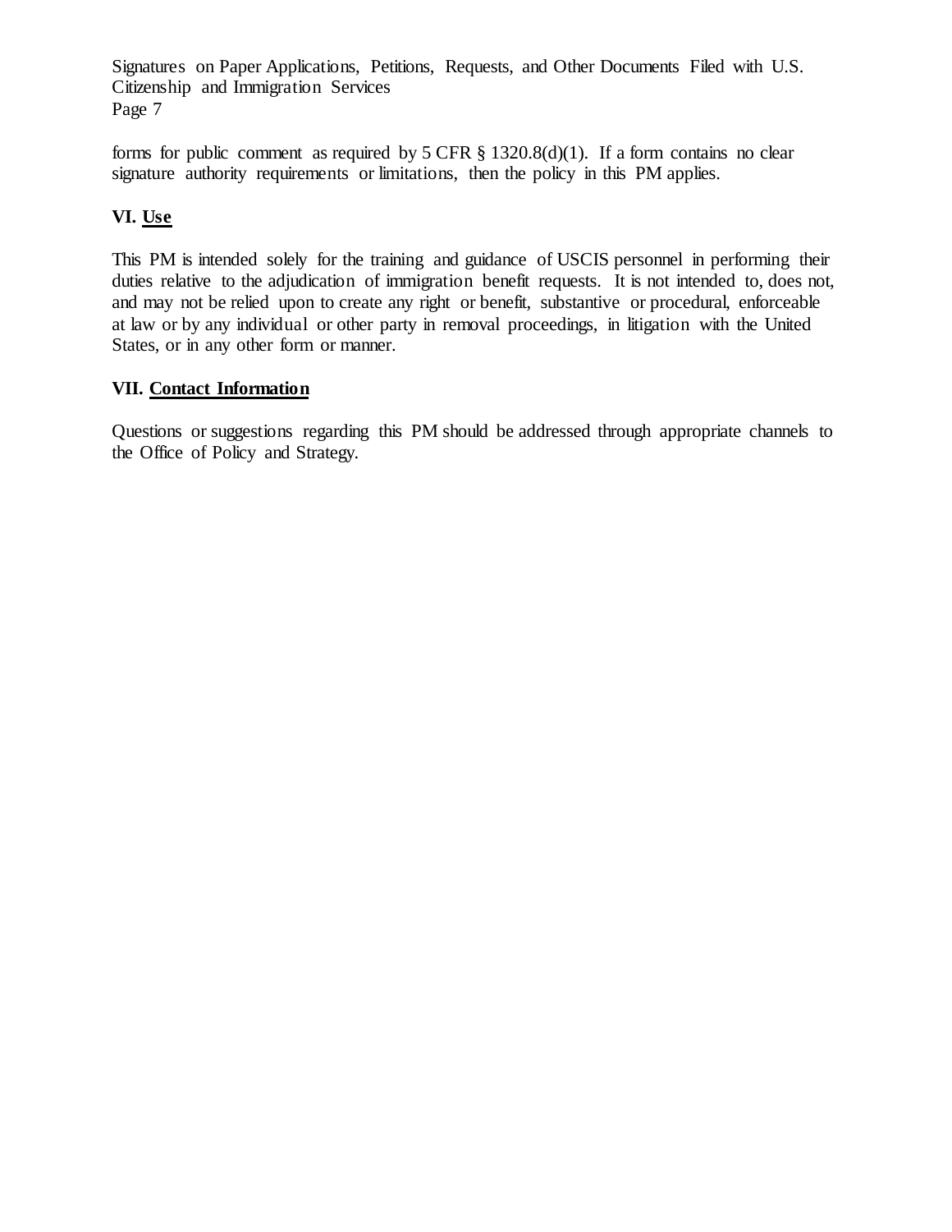forms for public comment as required by 5 CFR § 1320.8(d)(1). If a form contains no clear signature authority requirements or limitations, then the policy in this PM applies.

## VI. Use

This PM is intended solely for the training and guidance of USCIS personnel in performing their duties relative to the adjudication of immigration benefit requests. It is not intended to, does not, and may not be relied upon to create any right or benefit, substantive or procedural, enforceable at law or by any individual or other party in removal proceedings, in litigation with the United States, or in any other form or manner.

## VII. Contact Information

Questions or suggestions regarding this PM should be addressed through appropriate channels to the Office of Policy and Strategy.